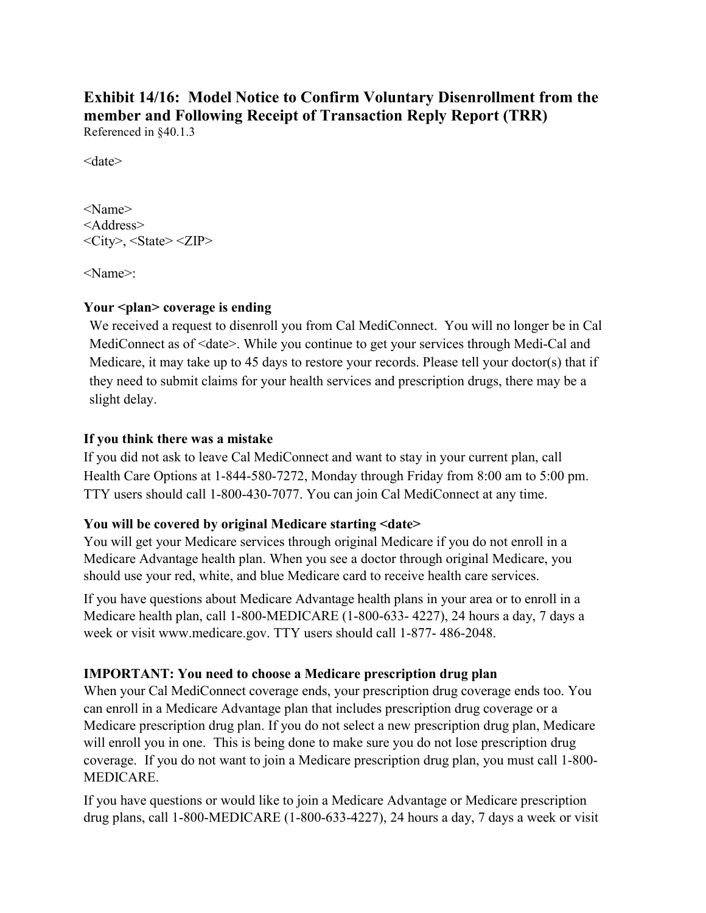## Exhibit 14/16: Model Notice to Confirm Voluntary Disenrollment from the member and Following Receipt of Transaction Reply Report (TRR)

Referenced in §40.1.3

<date>

<Name>
<Address>
<City>, <State> <ZIP>

<Name>:

**Your <plan> coverage is ending**

We received a request to disenroll you from Cal MediConnect. You will no longer be in Cal MediConnect as of <date>. While you continue to get your services through Medi-Cal and Medicare, it may take up to 45 days to restore your records. Please tell your doctor(s) that if they need to submit claims for your health services and prescription drugs, there may be a slight delay.

**If you think there was a mistake**

If you did not ask to leave Cal MediConnect and want to stay in your current plan, call Health Care Options at 1-844-580-7272, Monday through Friday from 8:00 am to 5:00 pm. TTY users should call 1-800-430-7077. You can join Cal MediConnect at any time.

**You will be covered by original Medicare starting <date>**

You will get your Medicare services through original Medicare if you do not enroll in a Medicare Advantage health plan. When you see a doctor through original Medicare, you should use your red, white, and blue Medicare card to receive health care services.

If you have questions about Medicare Advantage health plans in your area or to enroll in a Medicare health plan, call 1-800-MEDICARE (1-800-633- 4227), 24 hours a day, 7 days a week or visit www.medicare.gov. TTY users should call 1-877- 486-2048.

**IMPORTANT: You need to choose a Medicare prescription drug plan**

When your Cal MediConnect coverage ends, your prescription drug coverage ends too. You can enroll in a Medicare Advantage plan that includes prescription drug coverage or a Medicare prescription drug plan. If you do not select a new prescription drug plan, Medicare will enroll you in one. This is being done to make sure you do not lose prescription drug coverage. If you do not want to join a Medicare prescription drug plan, you must call 1-800-MEDICARE.

If you have questions or would like to join a Medicare Advantage or Medicare prescription drug plans, call 1-800-MEDICARE (1-800-633-4227), 24 hours a day, 7 days a week or visit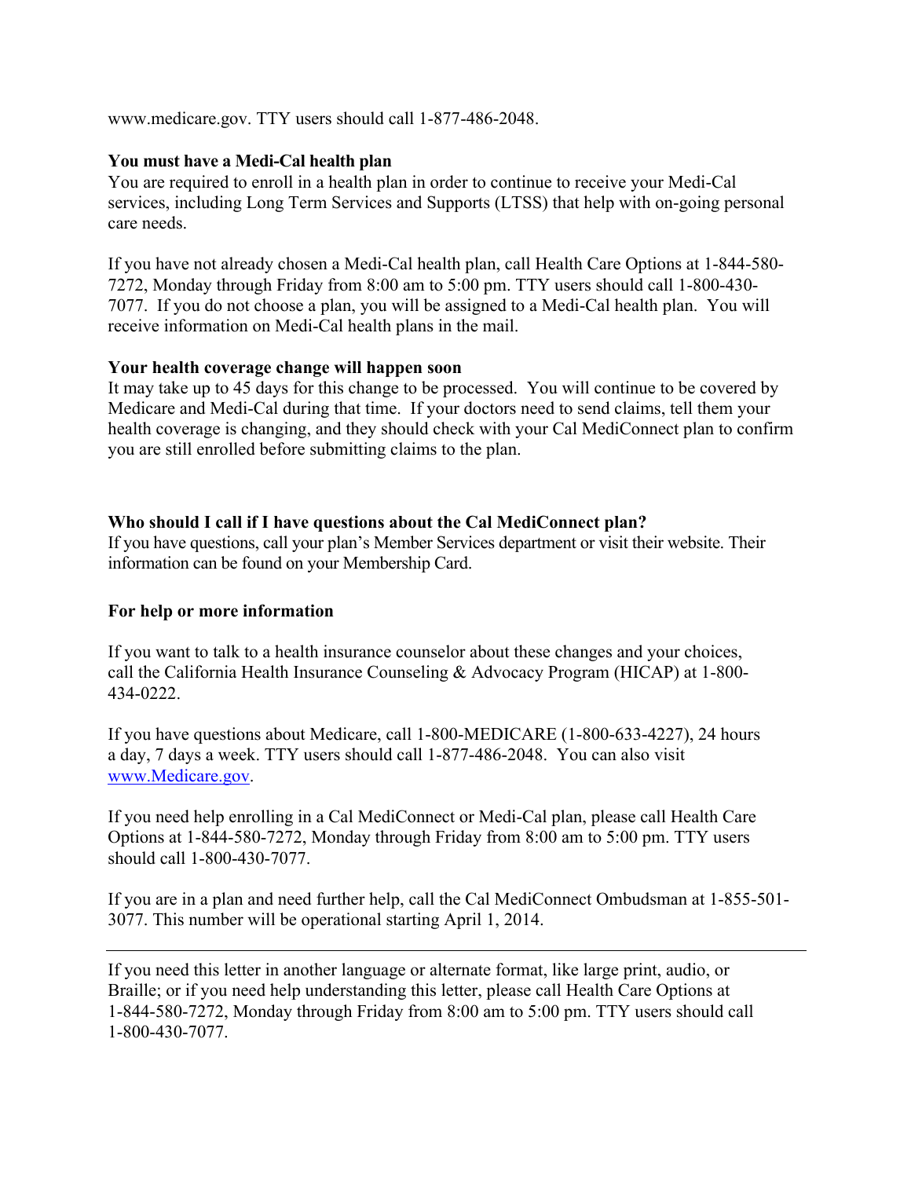www.medicare.gov. TTY users should call 1-877-486-2048.

**You must have a Medi-Cal health plan**

You are required to enroll in a health plan in order to continue to receive your Medi-Cal services, including Long Term Services and Supports (LTSS) that help with on-going personal care needs.

If you have not already chosen a Medi-Cal health plan, call Health Care Options at 1-844-580-7272, Monday through Friday from 8:00 am to 5:00 pm. TTY users should call 1-800-430-7077. If you do not choose a plan, you will be assigned to a Medi-Cal health plan. You will receive information on Medi-Cal health plans in the mail.

**Your health coverage change will happen soon**

It may take up to 45 days for this change to be processed. You will continue to be covered by Medicare and Medi-Cal during that time. If your doctors need to send claims, tell them your health coverage is changing, and they should check with your Cal MediConnect plan to confirm you are still enrolled before submitting claims to the plan.

**Who should I call if I have questions about the Cal MediConnect plan?**

If you have questions, call your plan's Member Services department or visit their website. Their information can be found on your Membership Card.

**For help or more information**

If you want to talk to a health insurance counselor about these changes and your choices, call the California Health Insurance Counseling & Advocacy Program (HICAP) at 1-800-434-0222.

If you have questions about Medicare, call 1-800-MEDICARE (1-800-633-4227), 24 hours a day, 7 days a week. TTY users should call 1-877-486-2048. You can also visit [www.Medicare.gov](http://www.Medicare.gov).

If you need help enrolling in a Cal MediConnect or Medi-Cal plan, please call Health Care Options at 1-844-580-7272, Monday through Friday from 8:00 am to 5:00 pm. TTY users should call 1-800-430-7077.

If you are in a plan and need further help, call the Cal MediConnect Ombudsman at 1-855-501-3077. This number will be operational starting April 1, 2014.

---

If you need this letter in another language or alternate format, like large print, audio, or Braille; or if you need help understanding this letter, please call Health Care Options at 1-844-580-7272, Monday through Friday from 8:00 am to 5:00 pm. TTY users should call 1-800-430-7077.